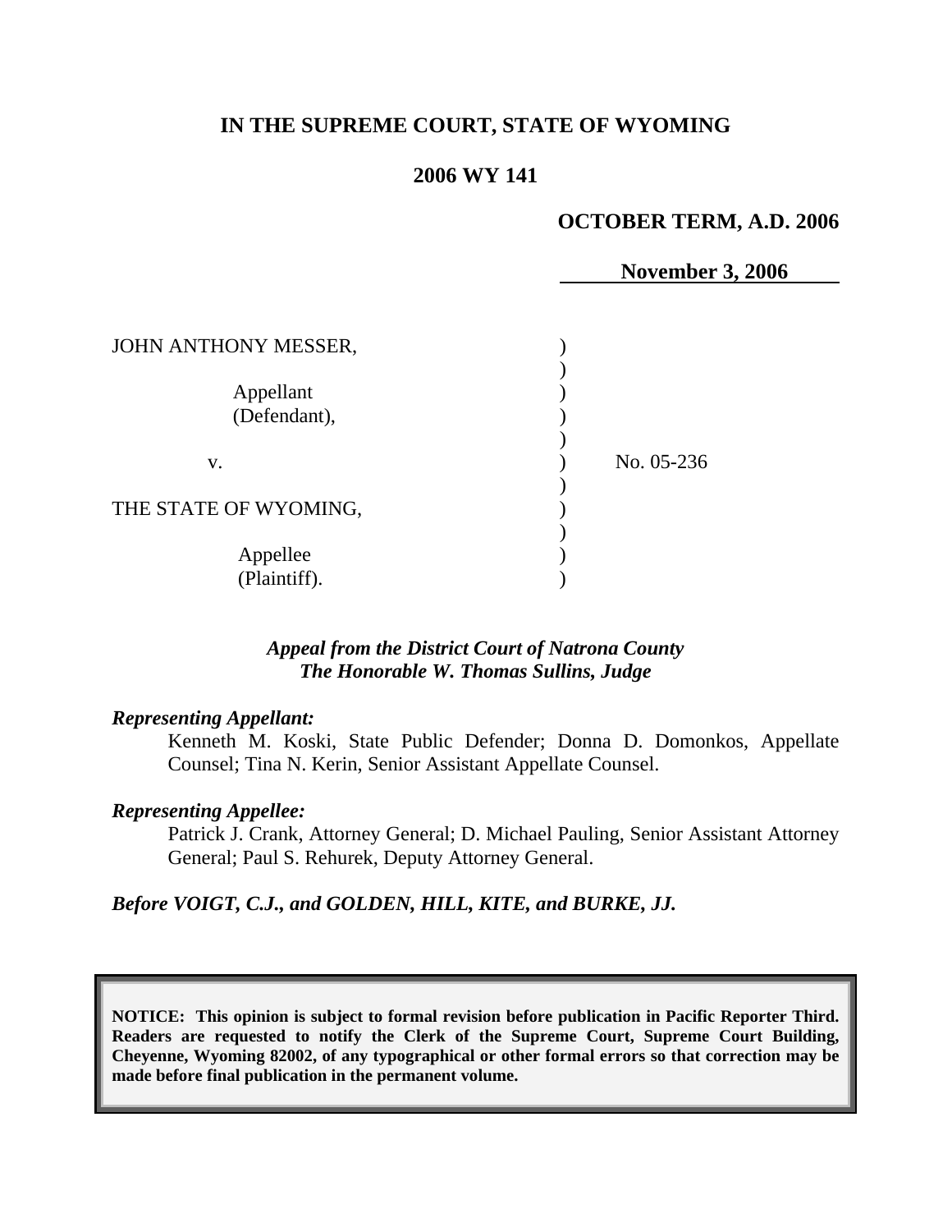# IN THE SUPREME COURT, STATE OF WYOMING

## 2006 WY 141

**OCTOBER TERM, A.D. 2006**

**November 3, 2006**

JOHN ANTHONY MESSER,

Appellant
(Defendant),

v.

THE STATE OF WYOMING,

Appellee
(Plaintiff).

No. 05-236

*Appeal from the District Court of Natrona County*
*The Honorable W. Thomas Sullins, Judge*

***Representing Appellant:***

Kenneth M. Koski, State Public Defender; Donna D. Domonkos, Appellate Counsel; Tina N. Kerin, Senior Assistant Appellate Counsel.

***Representing Appellee:***

Patrick J. Crank, Attorney General; D. Michael Pauling, Senior Assistant Attorney General; Paul S. Rehurek, Deputy Attorney General.

***Before VOIGT, C.J., and GOLDEN, HILL, KITE, and BURKE, JJ.***

**NOTICE: This opinion is subject to formal revision before publication in Pacific Reporter Third. Readers are requested to notify the Clerk of the Supreme Court, Supreme Court Building, Cheyenne, Wyoming 82002, of any typographical or other formal errors so that correction may be made before final publication in the permanent volume.**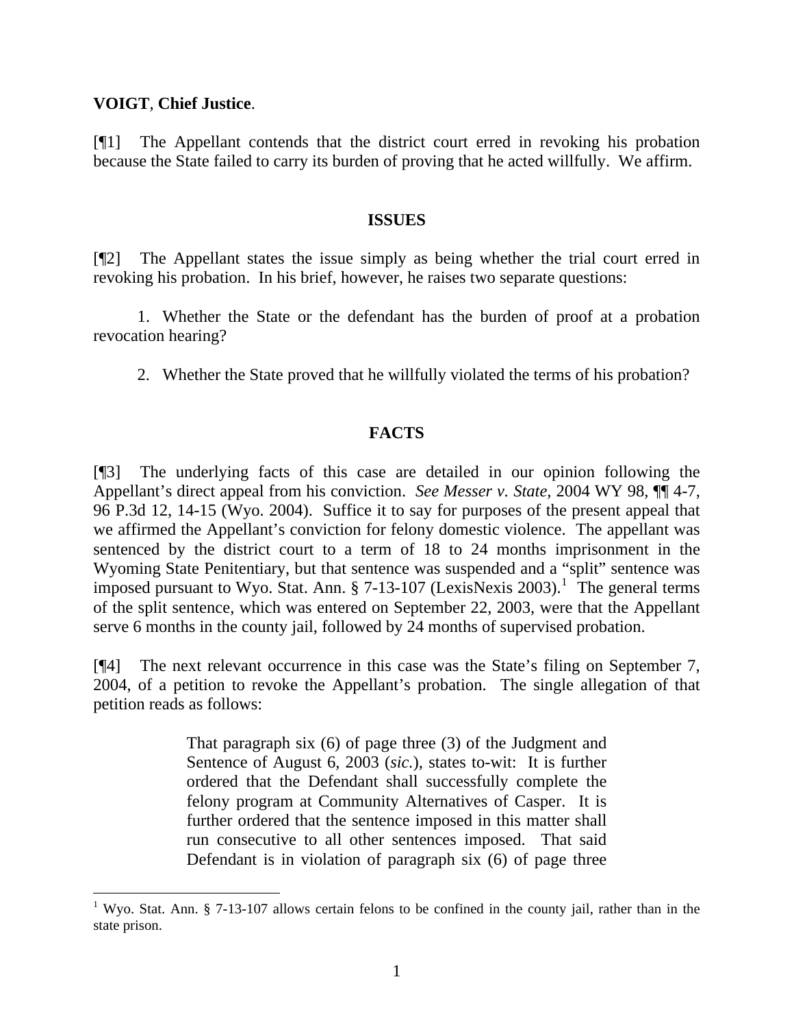**VOIGT**, **Chief Justice**.

[¶1] The Appellant contends that the district court erred in revoking his probation because the State failed to carry its burden of proving that he acted willfully. We affirm.

## ISSUES

[¶2] The Appellant states the issue simply as being whether the trial court erred in revoking his probation. In his brief, however, he raises two separate questions:

1. Whether the State or the defendant has the burden of proof at a probation revocation hearing?

2. Whether the State proved that he willfully violated the terms of his probation?

## FACTS

[¶3] The underlying facts of this case are detailed in our opinion following the Appellant's direct appeal from his conviction. *See Messer v. State*, 2004 WY 98, ¶¶ 4-7, 96 P.3d 12, 14-15 (Wyo. 2004). Suffice it to say for purposes of the present appeal that we affirmed the Appellant's conviction for felony domestic violence. The appellant was sentenced by the district court to a term of 18 to 24 months imprisonment in the Wyoming State Penitentiary, but that sentence was suspended and a "split" sentence was imposed pursuant to Wyo. Stat. Ann. § 7-13-107 (LexisNexis 2003).[1] The general terms of the split sentence, which was entered on September 22, 2003, were that the Appellant serve 6 months in the county jail, followed by 24 months of supervised probation.

[¶4] The next relevant occurrence in this case was the State's filing on September 7, 2004, of a petition to revoke the Appellant's probation. The single allegation of that petition reads as follows:

> That paragraph six (6) of page three (3) of the Judgment and Sentence of August 6, 2003 (*sic.*), states to-wit: It is further ordered that the Defendant shall successfully complete the felony program at Community Alternatives of Casper. It is further ordered that the sentence imposed in this matter shall run consecutive to all other sentences imposed. That said Defendant is in violation of paragraph six (6) of page three

[1] Wyo. Stat. Ann. § 7-13-107 allows certain felons to be confined in the county jail, rather than in the state prison.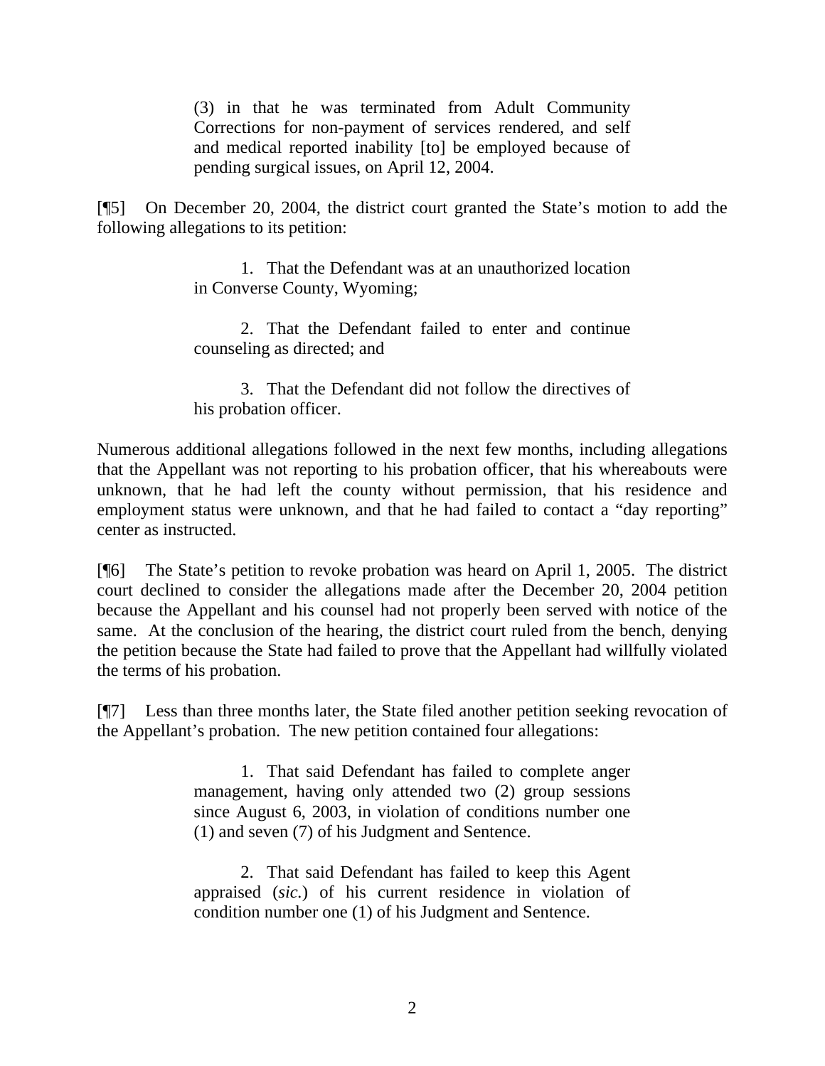> (3) in that he was terminated from Adult Community Corrections for non-payment of services rendered, and self and medical reported inability [to] be employed because of pending surgical issues, on April 12, 2004.

[¶5] On December 20, 2004, the district court granted the State's motion to add the following allegations to its petition:

> 1. That the Defendant was at an unauthorized location in Converse County, Wyoming;
>
> 2. That the Defendant failed to enter and continue counseling as directed; and
>
> 3. That the Defendant did not follow the directives of his probation officer.

Numerous additional allegations followed in the next few months, including allegations that the Appellant was not reporting to his probation officer, that his whereabouts were unknown, that he had left the county without permission, that his residence and employment status were unknown, and that he had failed to contact a "day reporting" center as instructed.

[¶6] The State's petition to revoke probation was heard on April 1, 2005. The district court declined to consider the allegations made after the December 20, 2004 petition because the Appellant and his counsel had not properly been served with notice of the same. At the conclusion of the hearing, the district court ruled from the bench, denying the petition because the State had failed to prove that the Appellant had willfully violated the terms of his probation.

[¶7] Less than three months later, the State filed another petition seeking revocation of the Appellant's probation. The new petition contained four allegations:

> 1. That said Defendant has failed to complete anger management, having only attended two (2) group sessions since August 6, 2003, in violation of conditions number one (1) and seven (7) of his Judgment and Sentence.
>
> 2. That said Defendant has failed to keep this Agent appraised (*sic.*) of his current residence in violation of condition number one (1) of his Judgment and Sentence.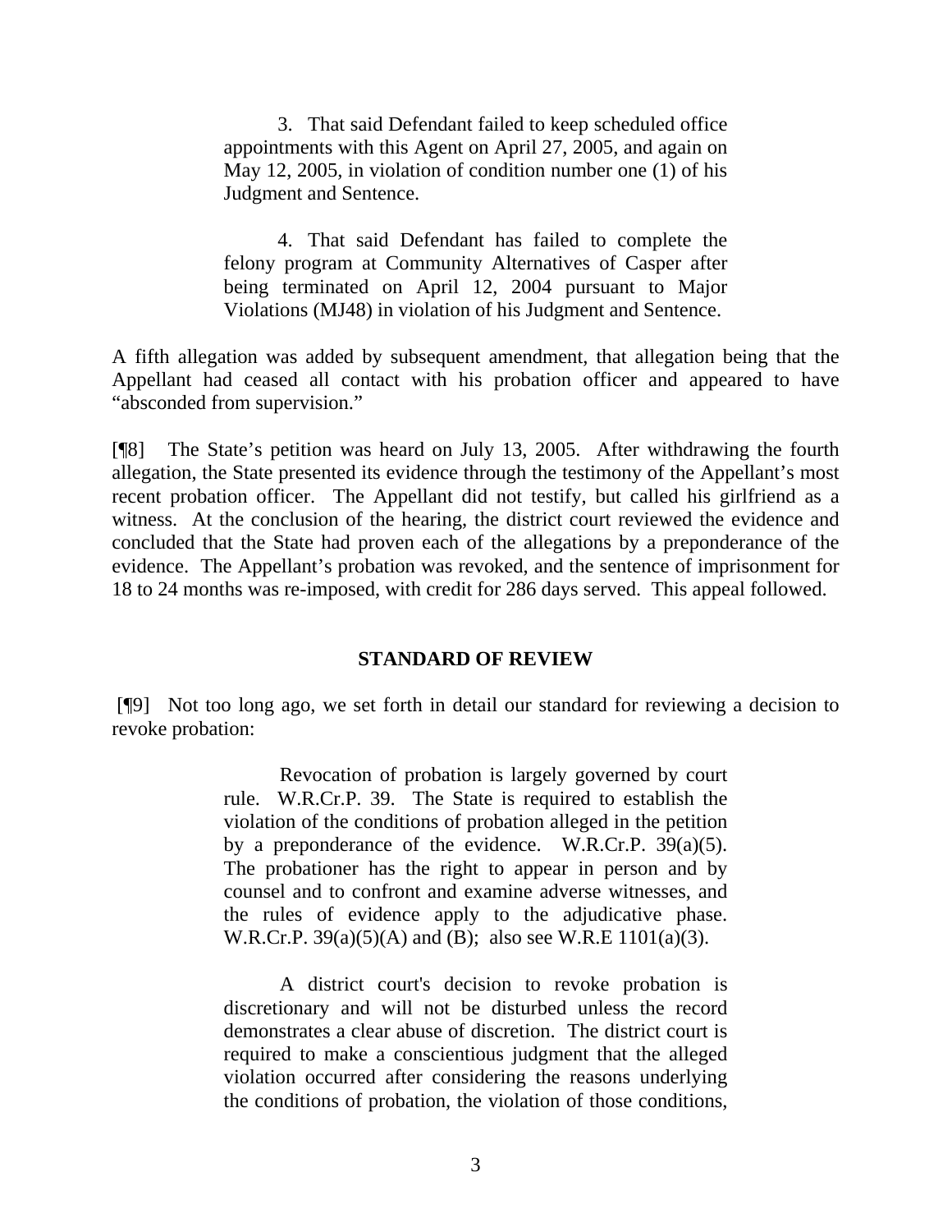> 3. That said Defendant failed to keep scheduled office appointments with this Agent on April 27, 2005, and again on May 12, 2005, in violation of condition number one (1) of his Judgment and Sentence.
>
> 4. That said Defendant has failed to complete the felony program at Community Alternatives of Casper after being terminated on April 12, 2004 pursuant to Major Violations (MJ48) in violation of his Judgment and Sentence.

A fifth allegation was added by subsequent amendment, that allegation being that the Appellant had ceased all contact with his probation officer and appeared to have "absconded from supervision."

[¶8] The State's petition was heard on July 13, 2005. After withdrawing the fourth allegation, the State presented its evidence through the testimony of the Appellant's most recent probation officer. The Appellant did not testify, but called his girlfriend as a witness. At the conclusion of the hearing, the district court reviewed the evidence and concluded that the State had proven each of the allegations by a preponderance of the evidence. The Appellant's probation was revoked, and the sentence of imprisonment for 18 to 24 months was re-imposed, with credit for 286 days served. This appeal followed.

## STANDARD OF REVIEW

[¶9] Not too long ago, we set forth in detail our standard for reviewing a decision to revoke probation:

> Revocation of probation is largely governed by court rule. W.R.Cr.P. 39. The State is required to establish the violation of the conditions of probation alleged in the petition by a preponderance of the evidence. W.R.Cr.P. 39(a)(5). The probationer has the right to appear in person and by counsel and to confront and examine adverse witnesses, and the rules of evidence apply to the adjudicative phase. W.R.Cr.P. 39(a)(5)(A) and (B); also see W.R.E 1101(a)(3).
>
> A district court's decision to revoke probation is discretionary and will not be disturbed unless the record demonstrates a clear abuse of discretion. The district court is required to make a conscientious judgment that the alleged violation occurred after considering the reasons underlying the conditions of probation, the violation of those conditions,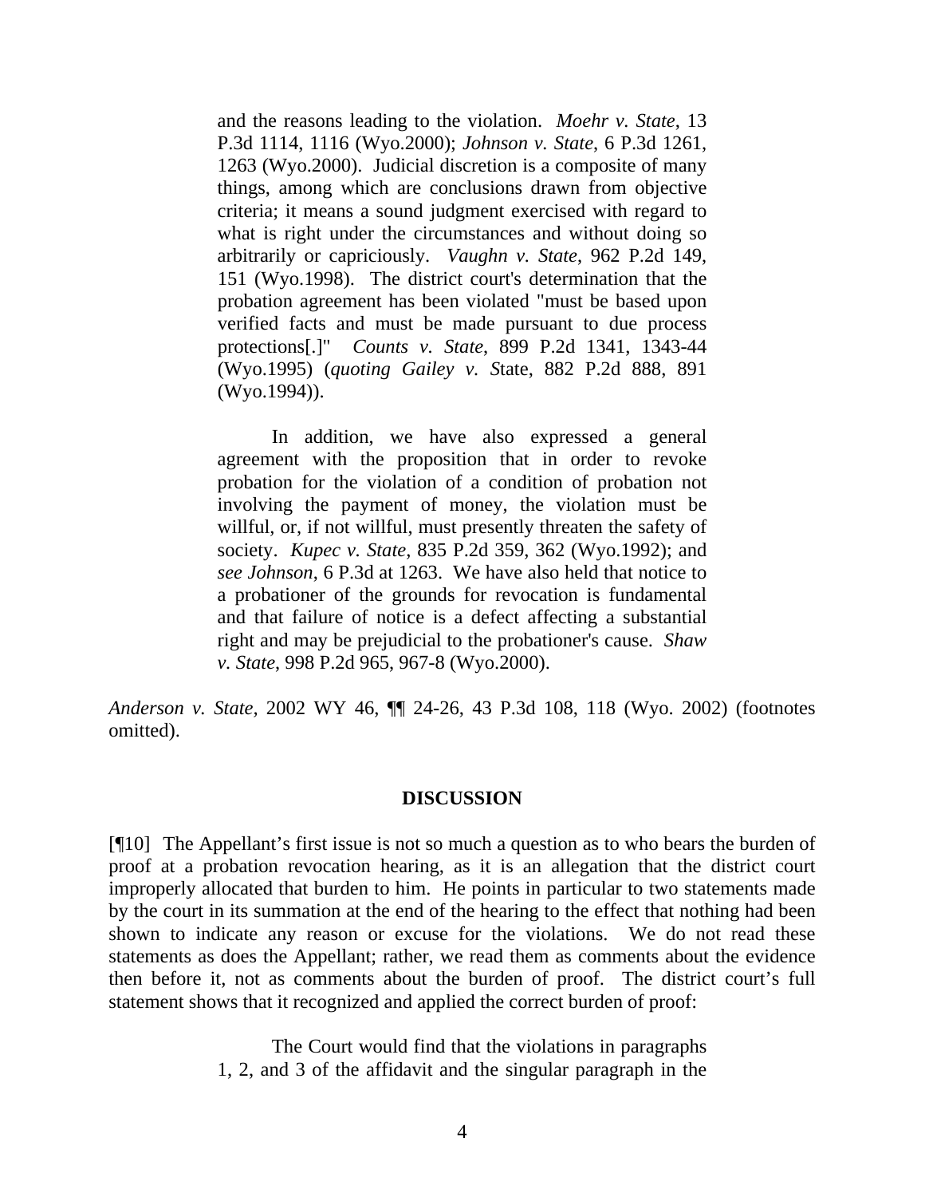> and the reasons leading to the violation. *Moehr v. State*, 13 P.3d 1114, 1116 (Wyo.2000); *Johnson v. State*, 6 P.3d 1261, 1263 (Wyo.2000). Judicial discretion is a composite of many things, among which are conclusions drawn from objective criteria; it means a sound judgment exercised with regard to what is right under the circumstances and without doing so arbitrarily or capriciously. *Vaughn v. State*, 962 P.2d 149, 151 (Wyo.1998). The district court's determination that the probation agreement has been violated "must be based upon verified facts and must be made pursuant to due process protections[.]" *Counts v. State*, 899 P.2d 1341, 1343-44 (Wyo.1995) (*quoting Gailey v. S*tate, 882 P.2d 888, 891 (Wyo.1994)).
>
> In addition, we have also expressed a general agreement with the proposition that in order to revoke probation for the violation of a condition of probation not involving the payment of money, the violation must be willful, or, if not willful, must presently threaten the safety of society. *Kupec v. State*, 835 P.2d 359, 362 (Wyo.1992); and *see Johnson*, 6 P.3d at 1263. We have also held that notice to a probationer of the grounds for revocation is fundamental and that failure of notice is a defect affecting a substantial right and may be prejudicial to the probationer's cause. *Shaw v. State*, 998 P.2d 965, 967-8 (Wyo.2000).

*Anderson v. State*, 2002 WY 46, ¶¶ 24-26, 43 P.3d 108, 118 (Wyo. 2002) (footnotes omitted).

## DISCUSSION

[¶10] The Appellant's first issue is not so much a question as to who bears the burden of proof at a probation revocation hearing, as it is an allegation that the district court improperly allocated that burden to him. He points in particular to two statements made by the court in its summation at the end of the hearing to the effect that nothing had been shown to indicate any reason or excuse for the violations. We do not read these statements as does the Appellant; rather, we read them as comments about the evidence then before it, not as comments about the burden of proof. The district court's full statement shows that it recognized and applied the correct burden of proof:

> The Court would find that the violations in paragraphs 1, 2, and 3 of the affidavit and the singular paragraph in the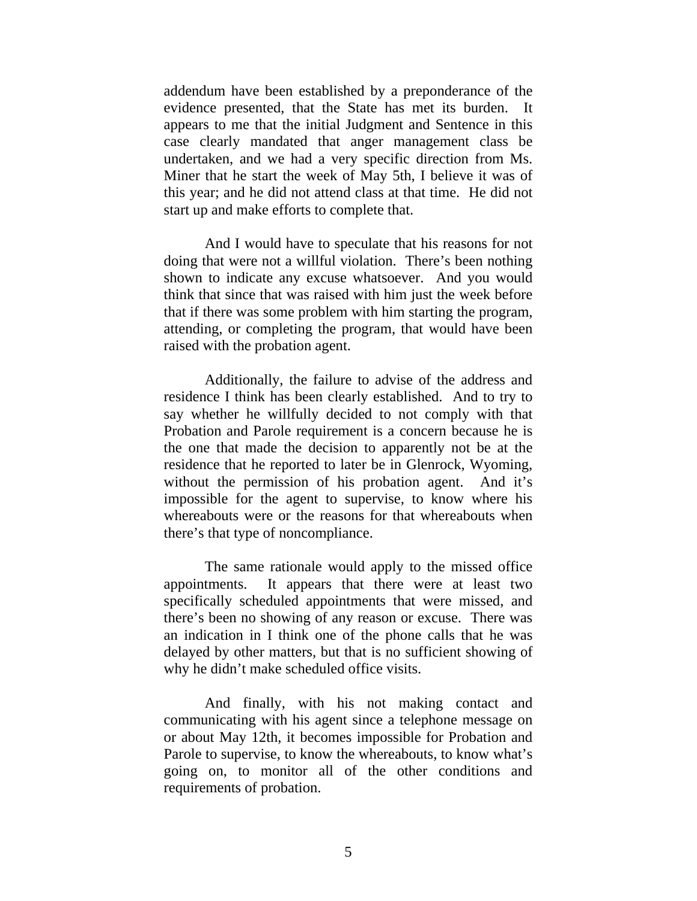addendum have been established by a preponderance of the evidence presented, that the State has met its burden. It appears to me that the initial Judgment and Sentence in this case clearly mandated that anger management class be undertaken, and we had a very specific direction from Ms. Miner that he start the week of May 5th, I believe it was of this year; and he did not attend class at that time. He did not start up and make efforts to complete that.

And I would have to speculate that his reasons for not doing that were not a willful violation. There's been nothing shown to indicate any excuse whatsoever. And you would think that since that was raised with him just the week before that if there was some problem with him starting the program, attending, or completing the program, that would have been raised with the probation agent.

Additionally, the failure to advise of the address and residence I think has been clearly established. And to try to say whether he willfully decided to not comply with that Probation and Parole requirement is a concern because he is the one that made the decision to apparently not be at the residence that he reported to later be in Glenrock, Wyoming, without the permission of his probation agent. And it's impossible for the agent to supervise, to know where his whereabouts were or the reasons for that whereabouts when there's that type of noncompliance.

The same rationale would apply to the missed office appointments. It appears that there were at least two specifically scheduled appointments that were missed, and there's been no showing of any reason or excuse. There was an indication in I think one of the phone calls that he was delayed by other matters, but that is no sufficient showing of why he didn't make scheduled office visits.

And finally, with his not making contact and communicating with his agent since a telephone message on or about May 12th, it becomes impossible for Probation and Parole to supervise, to know the whereabouts, to know what's going on, to monitor all of the other conditions and requirements of probation.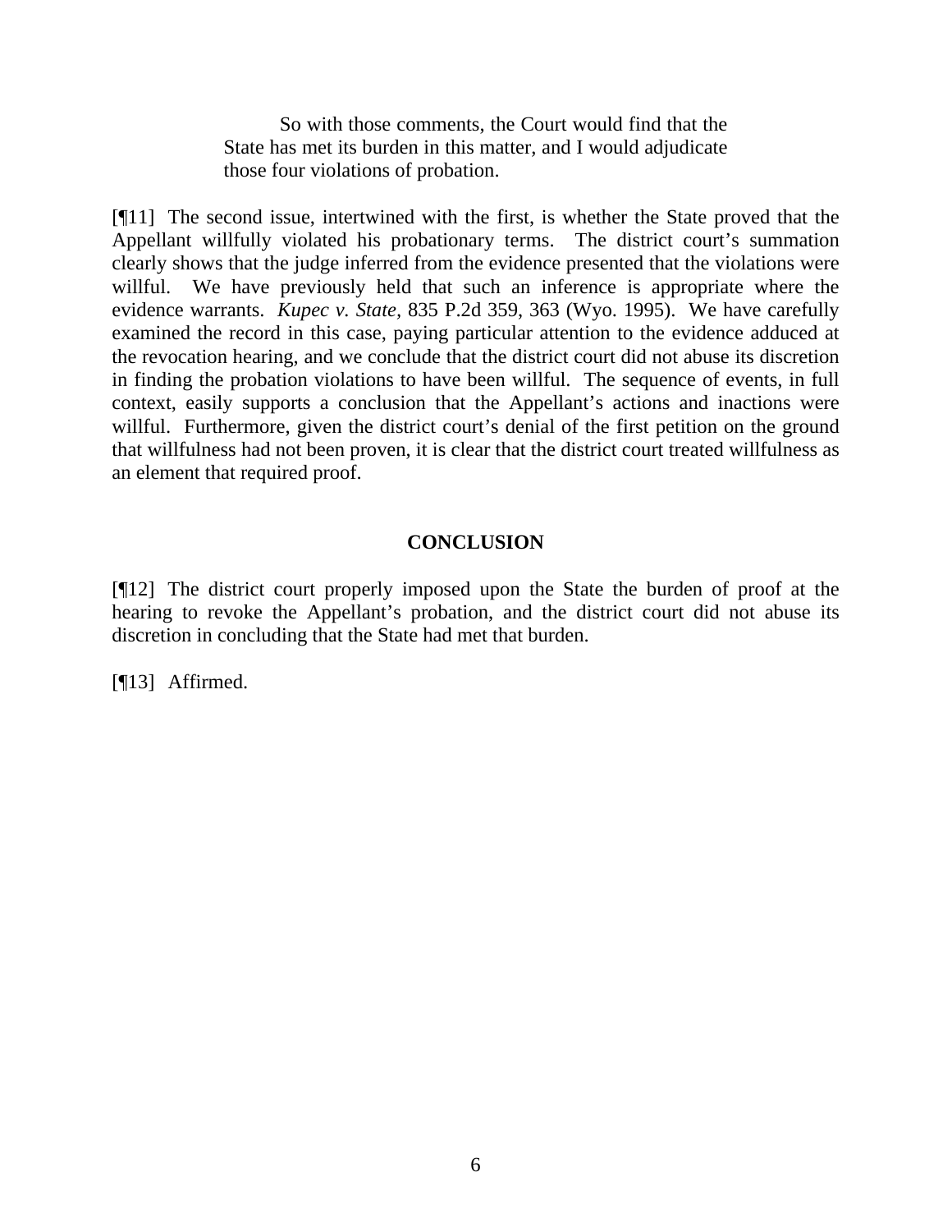> So with those comments, the Court would find that the State has met its burden in this matter, and I would adjudicate those four violations of probation.

[¶11] The second issue, intertwined with the first, is whether the State proved that the Appellant willfully violated his probationary terms. The district court's summation clearly shows that the judge inferred from the evidence presented that the violations were willful. We have previously held that such an inference is appropriate where the evidence warrants. *Kupec v. State,* 835 P.2d 359, 363 (Wyo. 1995). We have carefully examined the record in this case, paying particular attention to the evidence adduced at the revocation hearing, and we conclude that the district court did not abuse its discretion in finding the probation violations to have been willful. The sequence of events, in full context, easily supports a conclusion that the Appellant's actions and inactions were willful. Furthermore, given the district court's denial of the first petition on the ground that willfulness had not been proven, it is clear that the district court treated willfulness as an element that required proof.

## CONCLUSION

[¶12] The district court properly imposed upon the State the burden of proof at the hearing to revoke the Appellant's probation, and the district court did not abuse its discretion in concluding that the State had met that burden.

[¶13] Affirmed.